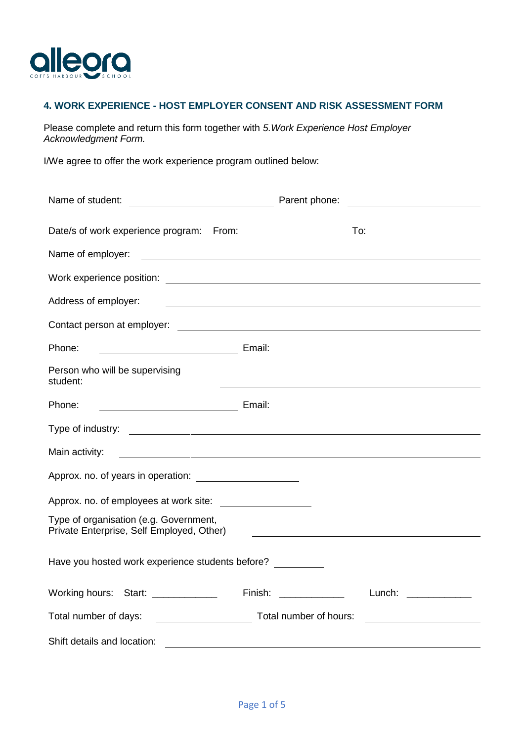allegra
COFFS HARBOUR SCHOOL

## 4. WORK EXPERIENCE - HOST EMPLOYER CONSENT AND RISK ASSESSMENT FORM

Please complete and return this form together with *5.Work Experience Host Employer Acknowledgment Form.*

I/We agree to offer the work experience program outlined below:

Name of student: ______________________ Parent phone: ______________________

Date/s of work experience program: From: To:

Name of employer: ______________________________________________

Work experience position: ______________________________________________

Address of employer: ______________________________________________

Contact person at employer: ______________________________________________

Phone: ______________________ Email:

Person who will be supervising student: ______________________________________________

Phone: ______________________ Email:

Type of industry: ______________________________________________

Main activity: ______________________________________________

Approx. no. of years in operation: ________________

Approx. no. of employees at work site: ________________

Type of organisation (e.g. Government, Private Enterprise, Self Employed, Other) ______________________________________________

Have you hosted work experience students before? ________

Working hours: Start: ____________ Finish: ____________ Lunch: ____________

Total number of days: ________________ Total number of hours: ________________

Shift details and location: ______________________________________________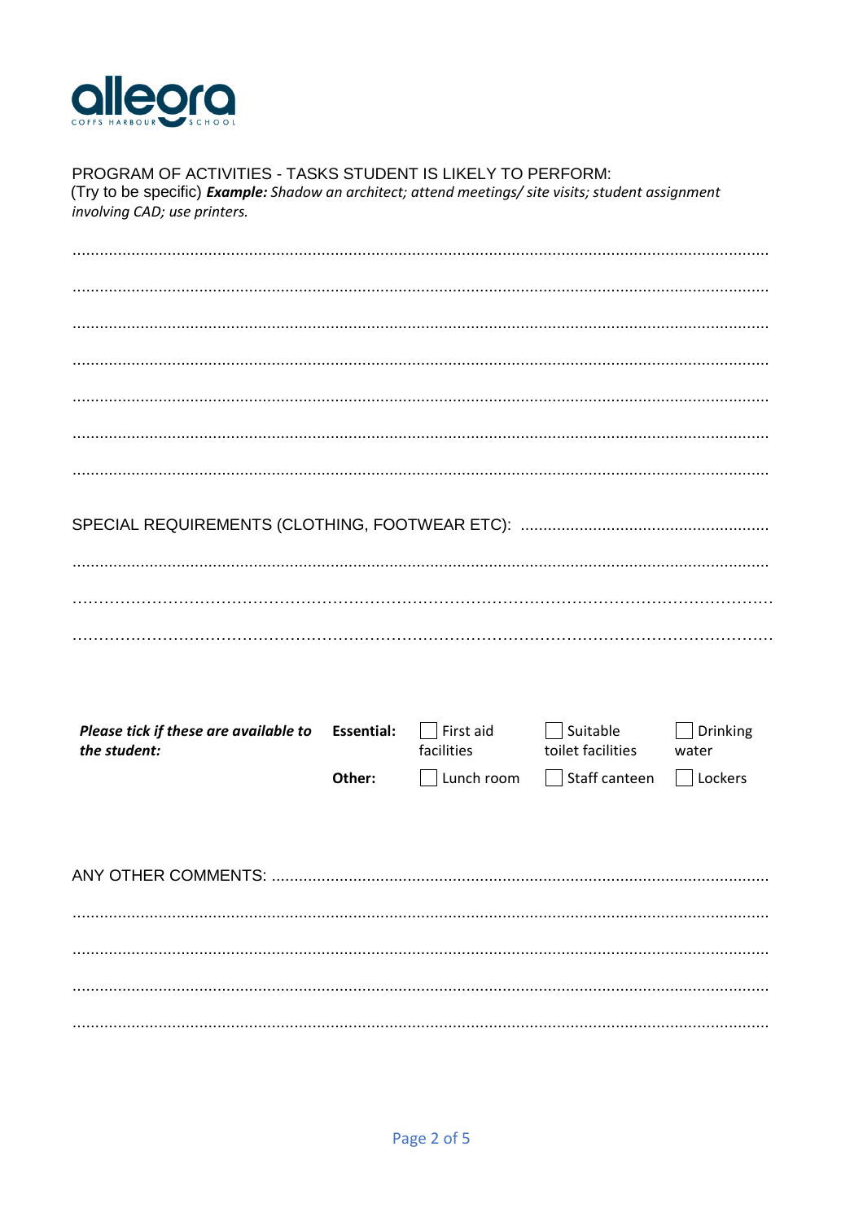allegra COFFS HARBOUR SCHOOL

PROGRAM OF ACTIVITIES - TASKS STUDENT IS LIKELY TO PERFORM:
(Try to be specific) ***Example:*** *Shadow an architect; attend meetings/ site visits; student assignment involving CAD; use printers.*

..................................................................................................................................................

..................................................................................................................................................

..................................................................................................................................................

..................................................................................................................................................

..................................................................................................................................................

..................................................................................................................................................

..................................................................................................................................................

SPECIAL REQUIREMENTS (CLOTHING, FOOTWEAR ETC): ......................................................

..................................................................................................................................................

..................................................................................................................................................

..................................................................................................................................................

| ***Please tick if these are available to the student:*** | **Essential:** | ☐ First aid facilities | ☐ Suitable toilet facilities | ☐ Drinking water |
|---|---|---|---|---|
| | **Other:** | ☐ Lunch room | ☐ Staff canteen | ☐ Lockers |

ANY OTHER COMMENTS: ..........................................................................................................

..................................................................................................................................................

..................................................................................................................................................

..................................................................................................................................................

..................................................................................................................................................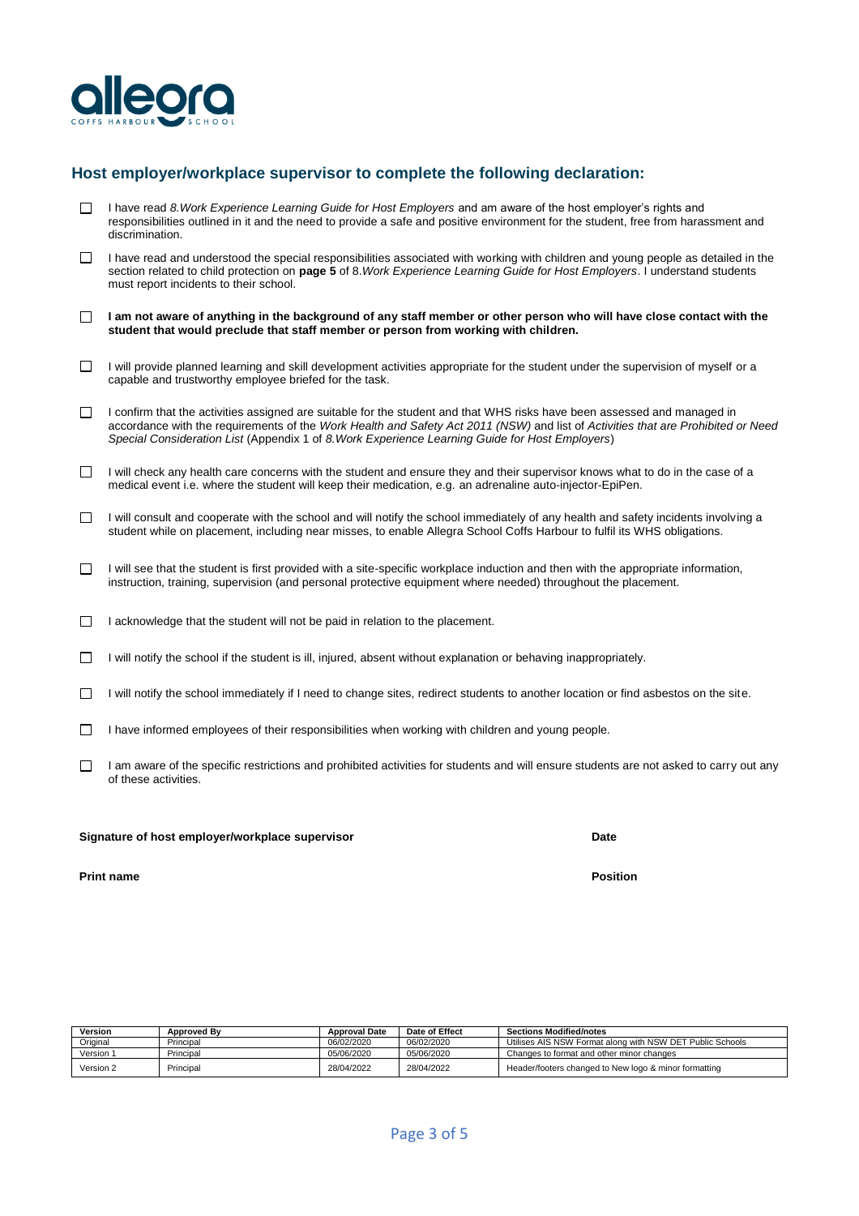## Host employer/workplace supervisor to complete the following declaration:

- ☐ I have read *8.Work Experience Learning Guide for Host Employers* and am aware of the host employer's rights and responsibilities outlined in it and the need to provide a safe and positive environment for the student, free from harassment and discrimination.
- ☐ I have read and understood the special responsibilities associated with working with children and young people as detailed in the section related to child protection on **page 5** of 8.*Work Experience Learning Guide for Host Employers*. I understand students must report incidents to their school.
- ☐ **I am not aware of anything in the background of any staff member or other person who will have close contact with the student that would preclude that staff member or person from working with children.**
- ☐ I will provide planned learning and skill development activities appropriate for the student under the supervision of myself or a capable and trustworthy employee briefed for the task.
- ☐ I confirm that the activities assigned are suitable for the student and that WHS risks have been assessed and managed in accordance with the requirements of the *Work Health and Safety Act 2011 (NSW)* and list of *Activities that are Prohibited or Need Special Consideration List* (Appendix 1 of *8.Work Experience Learning Guide for Host Employers*)
- ☐ I will check any health care concerns with the student and ensure they and their supervisor knows what to do in the case of a medical event i.e. where the student will keep their medication, e.g. an adrenaline auto-injector-EpiPen.
- ☐ I will consult and cooperate with the school and will notify the school immediately of any health and safety incidents involving a student while on placement, including near misses, to enable Allegra School Coffs Harbour to fulfil its WHS obligations.
- ☐ I will see that the student is first provided with a site-specific workplace induction and then with the appropriate information, instruction, training, supervision (and personal protective equipment where needed) throughout the placement.
- ☐ I acknowledge that the student will not be paid in relation to the placement.
- ☐ I will notify the school if the student is ill, injured, absent without explanation or behaving inappropriately.
- ☐ I will notify the school immediately if I need to change sites, redirect students to another location or find asbestos on the site.
- ☐ I have informed employees of their responsibilities when working with children and young people.
- ☐ I am aware of the specific restrictions and prohibited activities for students and will ensure students are not asked to carry out any of these activities.

**Signature of host employer/workplace supervisor** **Date**

**Print name** **Position**

| Version | Approved By | Approval Date | Date of Effect | Sections Modified/notes |
|---|---|---|---|---|
| Original | Principal | 06/02/2020 | 06/02/2020 | Utilises AIS NSW Format along with NSW DET Public Schools |
| Version 1 | Principal | 05/06/2020 | 05/06/2020 | Changes to format and other minor changes |
| Version 2 | Principal | 28/04/2022 | 28/04/2022 | Header/footers changed to New logo & minor formatting |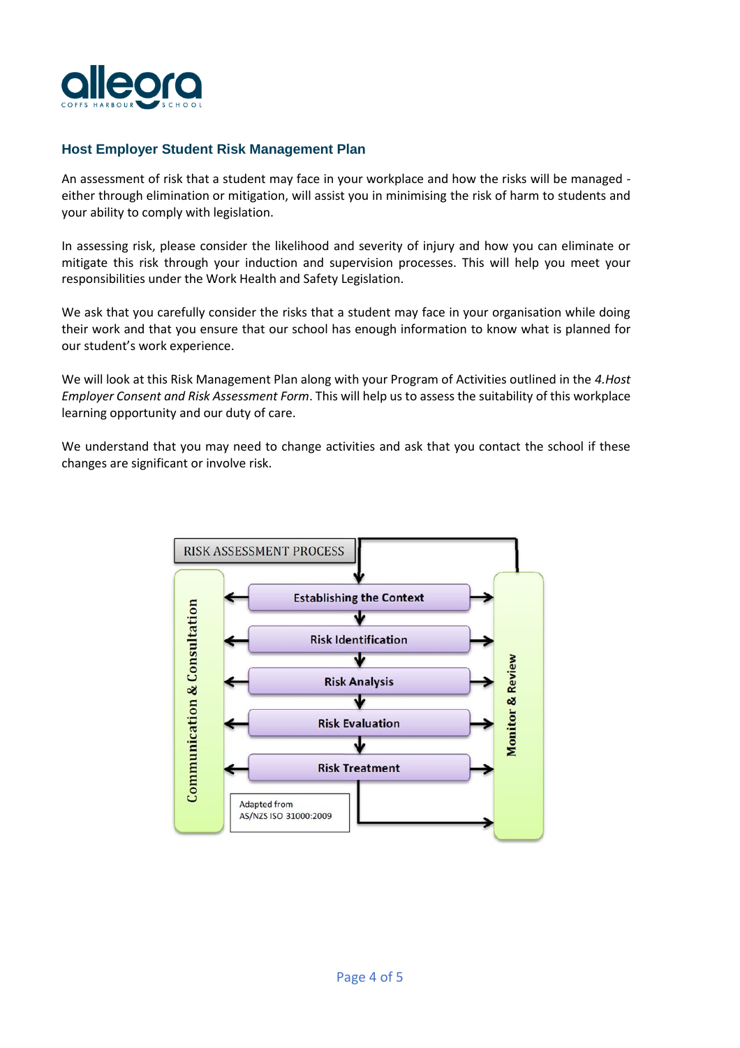## Host Employer Student Risk Management Plan

An assessment of risk that a student may face in your workplace and how the risks will be managed - either through elimination or mitigation, will assist you in minimising the risk of harm to students and your ability to comply with legislation.

In assessing risk, please consider the likelihood and severity of injury and how you can eliminate or mitigate this risk through your induction and supervision processes. This will help you meet your responsibilities under the Work Health and Safety Legislation.

We ask that you carefully consider the risks that a student may face in your organisation while doing their work and that you ensure that our school has enough information to know what is planned for our student's work experience.

We will look at this Risk Management Plan along with your Program of Activities outlined in the *4.Host Employer Consent and Risk Assessment Form*. This will help us to assess the suitability of this workplace learning opportunity and our duty of care.

We understand that you may need to change activities and ask that you contact the school if these changes are significant or involve risk.

RISK ASSESSMENT PROCESS

- Establishing the Context
- Risk Identification
- Risk Analysis
- Risk Evaluation
- Risk Treatment

Communication & Consultation

Monitor & Review

Adapted from AS/NZS ISO 31000:2009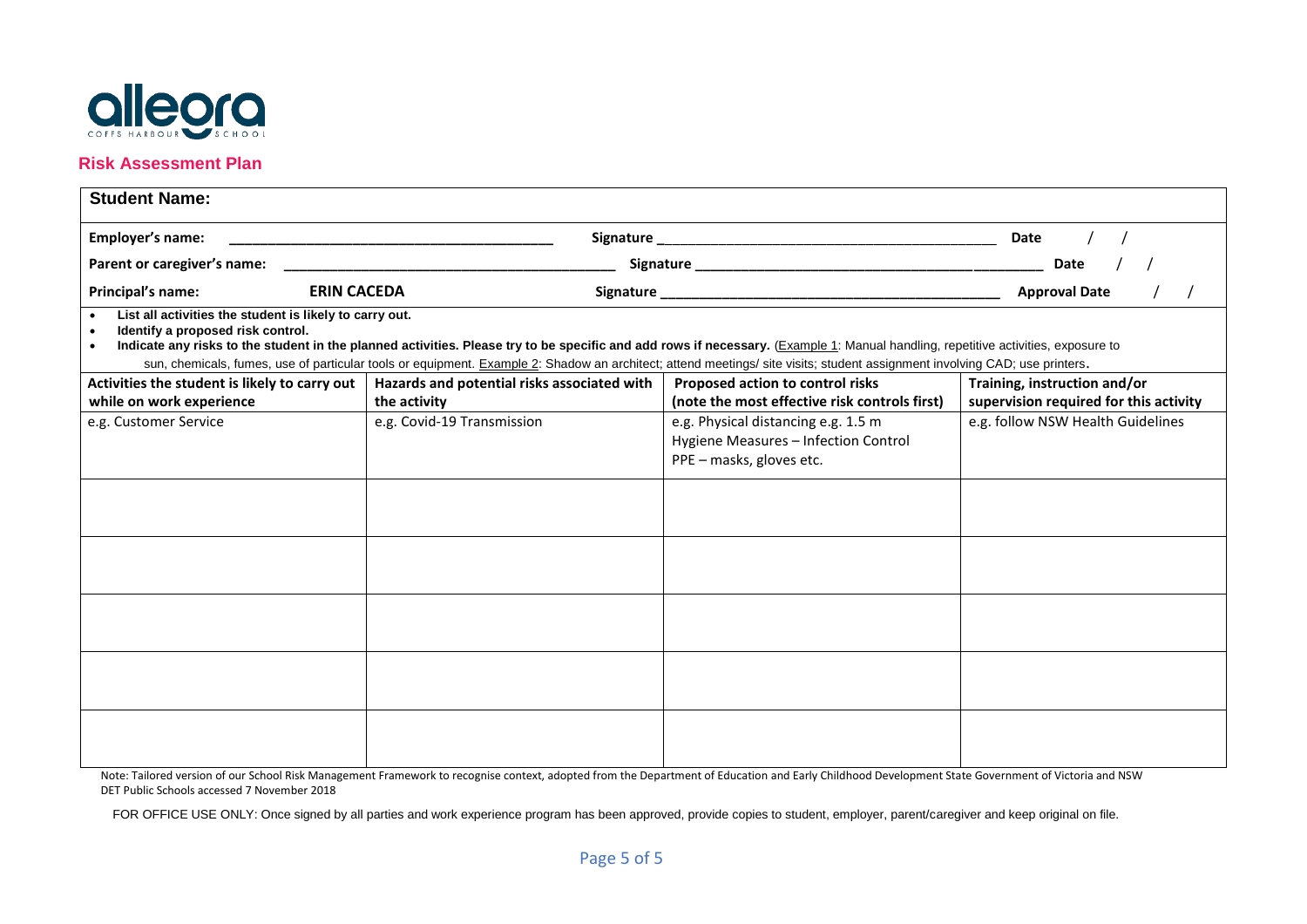allegra
COFFS HARBOUR SCHOOL

## Risk Assessment Plan

**Student Name:**

**Employer's name:** ________________________________________ **Signature** ________________________________________ **Date** / /

**Parent or caregiver's name:** ________________________________________ **Signature** ________________________________________ **Date** / /

**Principal's name:** **ERIN CACEDA** **Signature** ________________________________________ **Approval Date** / /

- **List all activities the student is likely to carry out.**
- **Identify a proposed risk control.**
- **Indicate any risks to the student in the planned activities. Please try to be specific and add rows if necessary.** (Example 1: Manual handling, repetitive activities, exposure to sun, chemicals, fumes, use of particular tools or equipment. Example 2: Shadow an architect; attend meetings/ site visits; student assignment involving CAD; use printers**.**

| Activities the student is likely to carry out while on work experience | Hazards and potential risks associated with the activity | Proposed action to control risks (note the most effective risk controls first) | Training, instruction and/or supervision required for this activity |
|---|---|---|---|
| e.g. Customer Service | e.g. Covid-19 Transmission | e.g. Physical distancing e.g. 1.5 m<br>Hygiene Measures – Infection Control<br>PPE – masks, gloves etc. | e.g. follow NSW Health Guidelines |
| | | | |
| | | | |
| | | | |
| | | | |
| | | | |

Note: Tailored version of our School Risk Management Framework to recognise context, adopted from the Department of Education and Early Childhood Development State Government of Victoria and NSW DET Public Schools accessed 7 November 2018

FOR OFFICE USE ONLY: Once signed by all parties and work experience program has been approved, provide copies to student, employer, parent/caregiver and keep original on file.